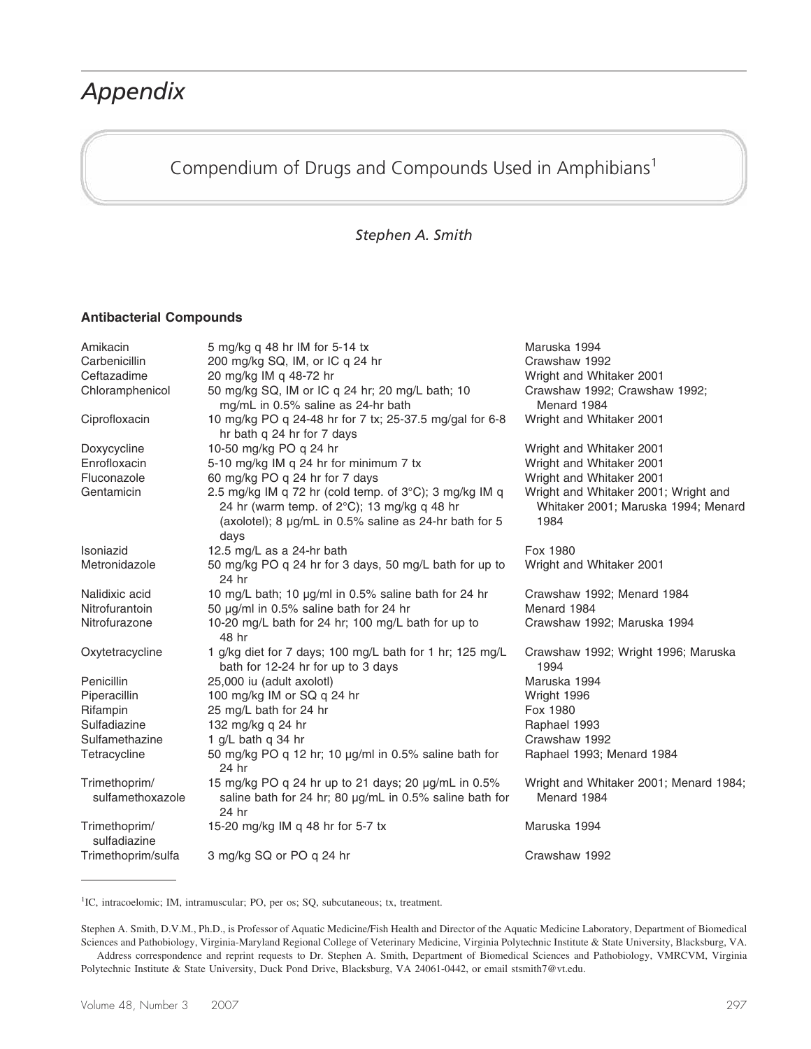# Appendix

## Compendium of Drugs and Compounds Used in Amphibians[1]

*Stephen A. Smith*

### Antibacterial Compounds

| Drug | Dosage | Reference |
|---|---|---|
| Amikacin | 5 mg/kg q 48 hr IM for 5-14 tx | Maruska 1994 |
| Carbenicillin | 200 mg/kg SQ, IM, or IC q 24 hr | Crawshaw 1992 |
| Ceftazadime | 20 mg/kg IM q 48-72 hr | Wright and Whitaker 2001 |
| Chloramphenicol | 50 mg/kg SQ, IM or IC q 24 hr; 20 mg/L bath; 10 mg/mL in 0.5% saline as 24-hr bath | Crawshaw 1992; Crawshaw 1992; Menard 1984 |
| Ciprofloxacin | 10 mg/kg PO q 24-48 hr for 7 tx; 25-37.5 mg/gal for 6-8 hr bath q 24 hr for 7 days | Wright and Whitaker 2001 |
| Doxycycline | 10-50 mg/kg PO q 24 hr | Wright and Whitaker 2001 |
| Enrofloxacin | 5-10 mg/kg IM q 24 hr for minimum 7 tx | Wright and Whitaker 2001 |
| Fluconazole | 60 mg/kg PO q 24 hr for 7 days | Wright and Whitaker 2001 |
| Gentamicin | 2.5 mg/kg IM q 72 hr (cold temp. of 3°C); 3 mg/kg IM q 24 hr (warm temp. of 2°C); 13 mg/kg q 48 hr (axolotel); 8 µg/mL in 0.5% saline as 24-hr bath for 5 days | Wright and Whitaker 2001; Wright and Whitaker 2001; Maruska 1994; Menard 1984 |
| Isoniazid | 12.5 mg/L as a 24-hr bath | Fox 1980 |
| Metronidazole | 50 mg/kg PO q 24 hr for 3 days, 50 mg/L bath for up to 24 hr | Wright and Whitaker 2001 |
| Nalidixic acid | 10 mg/L bath; 10 µg/ml in 0.5% saline bath for 24 hr | Crawshaw 1992; Menard 1984 |
| Nitrofurantoin | 50 µg/ml in 0.5% saline bath for 24 hr | Menard 1984 |
| Nitrofurazone | 10-20 mg/L bath for 24 hr; 100 mg/L bath for up to 48 hr | Crawshaw 1992; Maruska 1994 |
| Oxytetracycline | 1 g/kg diet for 7 days; 100 mg/L bath for 1 hr; 125 mg/L bath for 12-24 hr for up to 3 days | Crawshaw 1992; Wright 1996; Maruska 1994 |
| Penicillin | 25,000 iu (adult axolotl) | Maruska 1994 |
| Piperacillin | 100 mg/kg IM or SQ q 24 hr | Wright 1996 |
| Rifampin | 25 mg/L bath for 24 hr | Fox 1980 |
| Sulfadiazine | 132 mg/kg q 24 hr | Raphael 1993 |
| Sulfamethazine | 1 g/L bath q 34 hr | Crawshaw 1992 |
| Tetracycline | 50 mg/kg PO q 12 hr; 10 µg/ml in 0.5% saline bath for 24 hr | Raphael 1993; Menard 1984 |
| Trimethoprim/ sulfamethoxazole | 15 mg/kg PO q 24 hr up to 21 days; 20 µg/mL in 0.5% saline bath for 24 hr; 80 µg/mL in 0.5% saline bath for 24 hr | Wright and Whitaker 2001; Menard 1984; Menard 1984 |
| Trimethoprim/ sulfadiazine | 15-20 mg/kg IM q 48 hr for 5-7 tx | Maruska 1994 |
| Trimethoprim/sulfa | 3 mg/kg SQ or PO q 24 hr | Crawshaw 1992 |

[1] IC, intracoelomic; IM, intramuscular; PO, per os; SQ, subcutaneous; tx, treatment.

Stephen A. Smith, D.V.M., Ph.D., is Professor of Aquatic Medicine/Fish Health and Director of the Aquatic Medicine Laboratory, Department of Biomedical Sciences and Pathobiology, Virginia-Maryland Regional College of Veterinary Medicine, Virginia Polytechnic Institute & State University, Blacksburg, VA.

Address correspondence and reprint requests to Dr. Stephen A. Smith, Department of Biomedical Sciences and Pathobiology, VMRCVM, Virginia Polytechnic Institute & State University, Duck Pond Drive, Blacksburg, VA 24061-0442, or email stsmith7@vt.edu.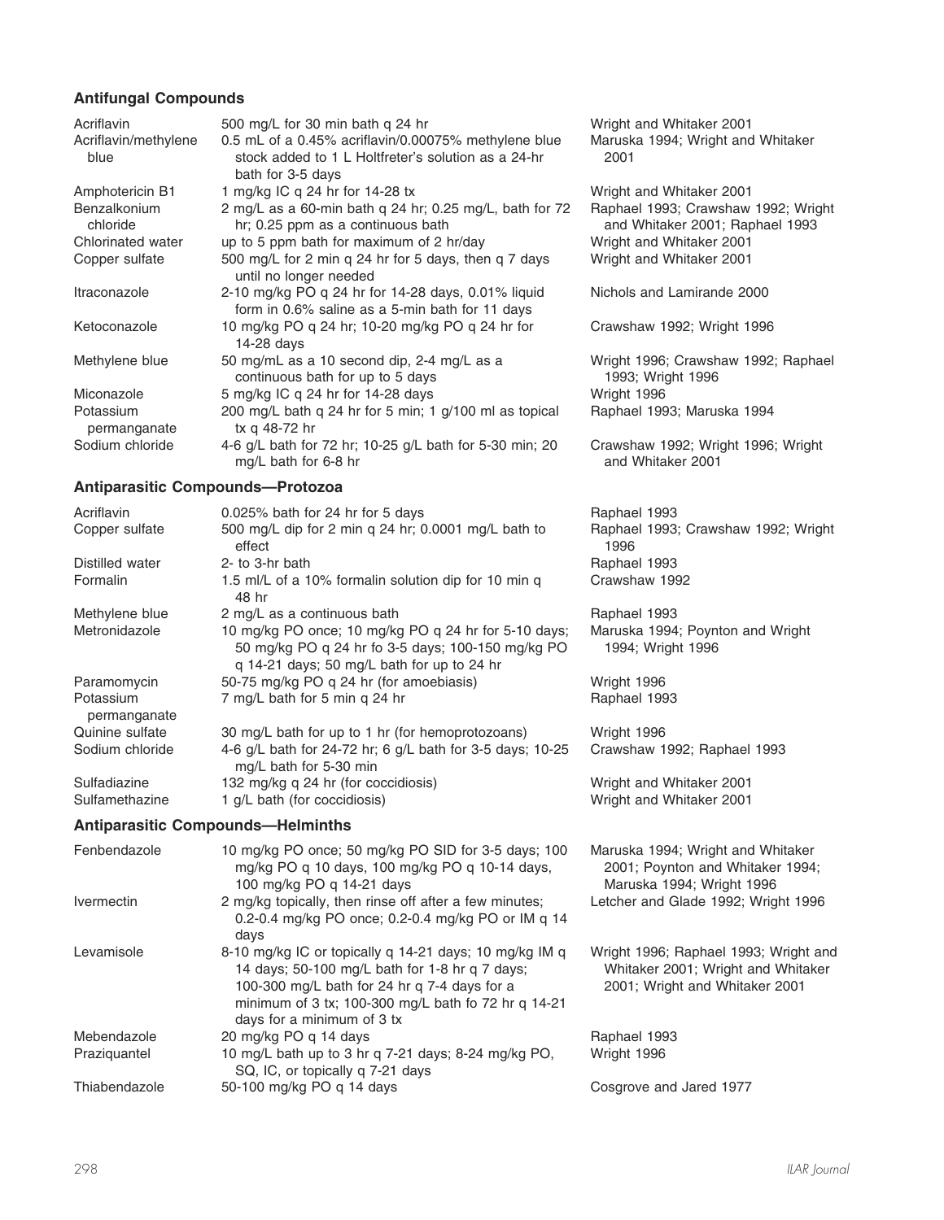### Antifungal Compounds

| Compound | Dosage | Reference |
|---|---|---|
| Acriflavin | 500 mg/L for 30 min bath q 24 hr | Wright and Whitaker 2001 |
| Acriflavin/methylene blue | 0.5 mL of a 0.45% acriflavin/0.00075% methylene blue stock added to 1 L Holtfreter's solution as a 24-hr bath for 3-5 days | Maruska 1994; Wright and Whitaker 2001 |
| Amphotericin B1 | 1 mg/kg IC q 24 hr for 14-28 tx | Wright and Whitaker 2001 |
| Benzalkonium chloride | 2 mg/L as a 60-min bath q 24 hr; 0.25 mg/L, bath for 72 hr; 0.25 ppm as a continuous bath | Raphael 1993; Crawshaw 1992; Wright and Whitaker 2001; Raphael 1993 |
| Chlorinated water | up to 5 ppm bath for maximum of 2 hr/day | Wright and Whitaker 2001 |
| Copper sulfate | 500 mg/L for 2 min q 24 hr for 5 days, then q 7 days until no longer needed | Wright and Whitaker 2001 |
| Itraconazole | 2-10 mg/kg PO q 24 hr for 14-28 days, 0.01% liquid form in 0.6% saline as a 5-min bath for 11 days | Nichols and Lamirande 2000 |
| Ketoconazole | 10 mg/kg PO q 24 hr; 10-20 mg/kg PO q 24 hr for 14-28 days | Crawshaw 1992; Wright 1996 |
| Methylene blue | 50 mg/mL as a 10 second dip, 2-4 mg/L as a continuous bath for up to 5 days | Wright 1996; Crawshaw 1992; Raphael 1993; Wright 1996 |
| Miconazole | 5 mg/kg IC q 24 hr for 14-28 days | Wright 1996 |
| Potassium permanganate | 200 mg/L bath q 24 hr for 5 min; 1 g/100 ml as topical tx q 48-72 hr | Raphael 1993; Maruska 1994 |
| Sodium chloride | 4-6 g/L bath for 72 hr; 10-25 g/L bath for 5-30 min; 20 mg/L bath for 6-8 hr | Crawshaw 1992; Wright 1996; Wright and Whitaker 2001 |

### Antiparasitic Compounds—Protozoa

| Compound | Dosage | Reference |
|---|---|---|
| Acriflavin | 0.025% bath for 24 hr for 5 days | Raphael 1993 |
| Copper sulfate | 500 mg/L dip for 2 min q 24 hr; 0.0001 mg/L bath to effect | Raphael 1993; Crawshaw 1992; Wright 1996 |
| Distilled water | 2- to 3-hr bath | Raphael 1993 |
| Formalin | 1.5 ml/L of a 10% formalin solution dip for 10 min q 48 hr | Crawshaw 1992 |
| Methylene blue | 2 mg/L as a continuous bath | Raphael 1993 |
| Metronidazole | 10 mg/kg PO once; 10 mg/kg PO q 24 hr for 5-10 days; 50 mg/kg PO q 24 hr fo 3-5 days; 100-150 mg/kg PO q 14-21 days; 50 mg/L bath for up to 24 hr | Maruska 1994; Poynton and Wright 1994; Wright 1996 |
| Paramomycin | 50-75 mg/kg PO q 24 hr (for amoebiasis) | Wright 1996 |
| Potassium permanganate | 7 mg/L bath for 5 min q 24 hr | Raphael 1993 |
| Quinine sulfate | 30 mg/L bath for up to 1 hr (for hemoprotozoans) | Wright 1996 |
| Sodium chloride | 4-6 g/L bath for 24-72 hr; 6 g/L bath for 3-5 days; 10-25 mg/L bath for 5-30 min | Crawshaw 1992; Raphael 1993 |
| Sulfadiazine | 132 mg/kg q 24 hr (for coccidiosis) | Wright and Whitaker 2001 |
| Sulfamethazine | 1 g/L bath (for coccidiosis) | Wright and Whitaker 2001 |

### Antiparasitic Compounds—Helminths

| Compound | Dosage | Reference |
|---|---|---|
| Fenbendazole | 10 mg/kg PO once; 50 mg/kg PO SID for 3-5 days; 100 mg/kg PO q 10 days, 100 mg/kg PO q 10-14 days, 100 mg/kg PO q 14-21 days | Maruska 1994; Wright and Whitaker 2001; Poynton and Whitaker 1994; Maruska 1994; Wright 1996 |
| Ivermectin | 2 mg/kg topically, then rinse off after a few minutes; 0.2-0.4 mg/kg PO once; 0.2-0.4 mg/kg PO or IM q 14 days | Letcher and Glade 1992; Wright 1996 |
| Levamisole | 8-10 mg/kg IC or topically q 14-21 days; 10 mg/kg IM q 14 days; 50-100 mg/L bath for 1-8 hr q 7 days; 100-300 mg/L bath for 24 hr q 7-4 days for a minimum of 3 tx; 100-300 mg/L bath fo 72 hr q 14-21 days for a minimum of 3 tx | Wright 1996; Raphael 1993; Wright and Whitaker 2001; Wright and Whitaker 2001; Wright and Whitaker 2001 |
| Mebendazole | 20 mg/kg PO q 14 days | Raphael 1993 |
| Praziquantel | 10 mg/L bath up to 3 hr q 7-21 days; 8-24 mg/kg PO, SQ, IC, or topically q 7-21 days | Wright 1996 |
| Thiabendazole | 50-100 mg/kg PO q 14 days | Cosgrove and Jared 1977 |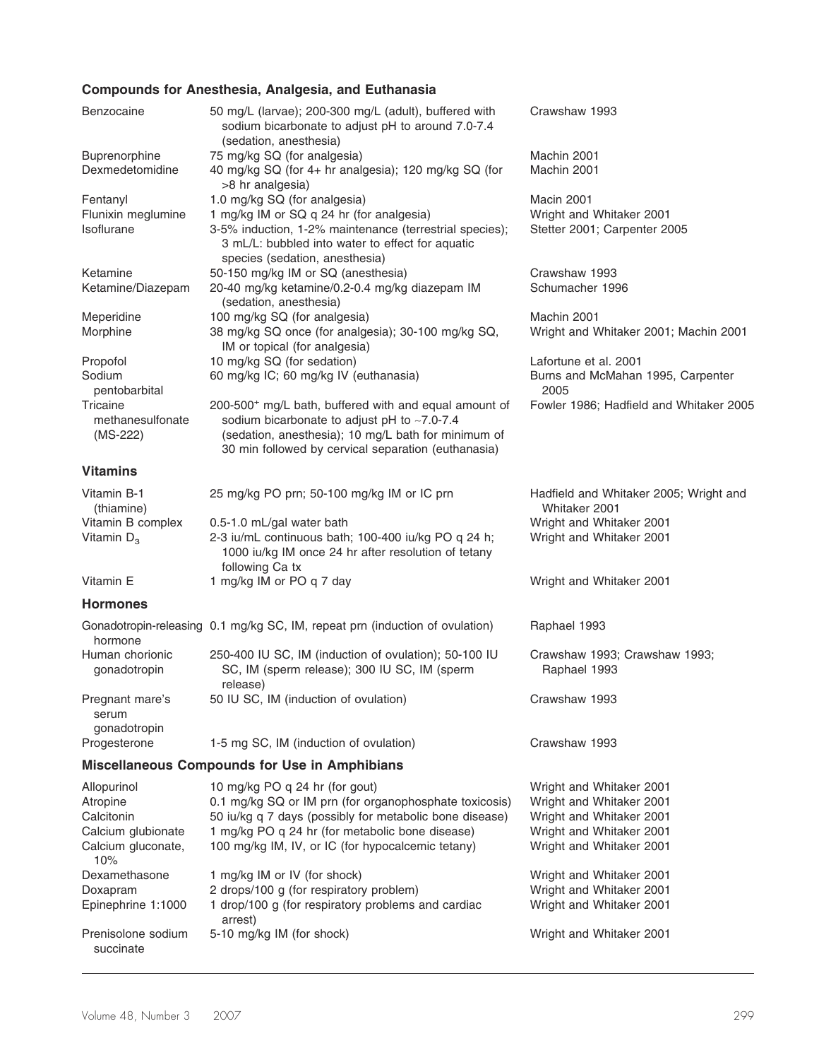### Compounds for Anesthesia, Analgesia, and Euthanasia

| | | |
|---|---|---|
| Benzocaine | 50 mg/L (larvae); 200-300 mg/L (adult), buffered with sodium bicarbonate to adjust pH to around 7.0-7.4 (sedation, anesthesia) | Crawshaw 1993 |
| Buprenorphine | 75 mg/kg SQ (for analgesia) | Machin 2001 |
| Dexmedetomidine | 40 mg/kg SQ (for 4+ hr analgesia); 120 mg/kg SQ (for >8 hr analgesia) | Machin 2001 |
| Fentanyl | 1.0 mg/kg SQ (for analgesia) | Macin 2001 |
| Flunixin meglumine | 1 mg/kg IM or SQ q 24 hr (for analgesia) | Wright and Whitaker 2001 |
| Isoflurane | 3-5% induction, 1-2% maintenance (terrestrial species); 3 mL/L: bubbled into water to effect for aquatic species (sedation, anesthesia) | Stetter 2001; Carpenter 2005 |
| Ketamine | 50-150 mg/kg IM or SQ (anesthesia) | Crawshaw 1993 |
| Ketamine/Diazepam | 20-40 mg/kg ketamine/0.2-0.4 mg/kg diazepam IM (sedation, anesthesia) | Schumacher 1996 |
| Meperidine | 100 mg/kg SQ (for analgesia) | Machin 2001 |
| Morphine | 38 mg/kg SQ once (for analgesia); 30-100 mg/kg SQ, IM or topical (for analgesia) | Wright and Whitaker 2001; Machin 2001 |
| Propofol | 10 mg/kg SQ (for sedation) | Lafortune et al. 2001 |
| Sodium pentobarbital | 60 mg/kg IC; 60 mg/kg IV (euthanasia) | Burns and McMahan 1995, Carpenter 2005 |
| Tricaine methanesulfonate (MS-222) | 200-500+ mg/L bath, buffered with and equal amount of sodium bicarbonate to adjust pH to ~7.0-7.4 (sedation, anesthesia); 10 mg/L bath for minimum of 30 min followed by cervical separation (euthanasia) | Fowler 1986; Hadfield and Whitaker 2005 |

### Vitamins

| | | |
|---|---|---|
| Vitamin B-1 (thiamine) | 25 mg/kg PO prn; 50-100 mg/kg IM or IC prn | Hadfield and Whitaker 2005; Wright and Whitaker 2001 |
| Vitamin B complex | 0.5-1.0 mL/gal water bath | Wright and Whitaker 2001 |
| Vitamin $D_3$ | 2-3 iu/mL continuous bath; 100-400 iu/kg PO q 24 h; 1000 iu/kg IM once 24 hr after resolution of tetany following Ca tx | Wright and Whitaker 2001 |
| Vitamin E | 1 mg/kg IM or PO q 7 day | Wright and Whitaker 2001 |

### Hormones

| | | |
|---|---|---|
| Gonadotropin-releasing hormone | 0.1 mg/kg SC, IM, repeat prn (induction of ovulation) | Raphael 1993 |
| Human chorionic gonadotropin | 250-400 IU SC, IM (induction of ovulation); 50-100 IU SC, IM (sperm release); 300 IU SC, IM (sperm release) | Crawshaw 1993; Crawshaw 1993; Raphael 1993 |
| Pregnant mare's serum gonadotropin | 50 IU SC, IM (induction of ovulation) | Crawshaw 1993 |
| Progesterone | 1-5 mg SC, IM (induction of ovulation) | Crawshaw 1993 |

### Miscellaneous Compounds for Use in Amphibians

| | | |
|---|---|---|
| Allopurinol | 10 mg/kg PO q 24 hr (for gout) | Wright and Whitaker 2001 |
| Atropine | 0.1 mg/kg SQ or IM prn (for organophosphate toxicosis) | Wright and Whitaker 2001 |
| Calcitonin | 50 iu/kg q 7 days (possibly for metabolic bone disease) | Wright and Whitaker 2001 |
| Calcium glubionate | 1 mg/kg PO q 24 hr (for metabolic bone disease) | Wright and Whitaker 2001 |
| Calcium gluconate, 10% | 100 mg/kg IM, IV, or IC (for hypocalcemic tetany) | Wright and Whitaker 2001 |
| Dexamethasone | 1 mg/kg IM or IV (for shock) | Wright and Whitaker 2001 |
| Doxapram | 2 drops/100 g (for respiratory problem) | Wright and Whitaker 2001 |
| Epinephrine 1:1000 | 1 drop/100 g (for respiratory problems and cardiac arrest) | Wright and Whitaker 2001 |
| Prenisolone sodium succinate | 5-10 mg/kg IM (for shock) | Wright and Whitaker 2001 |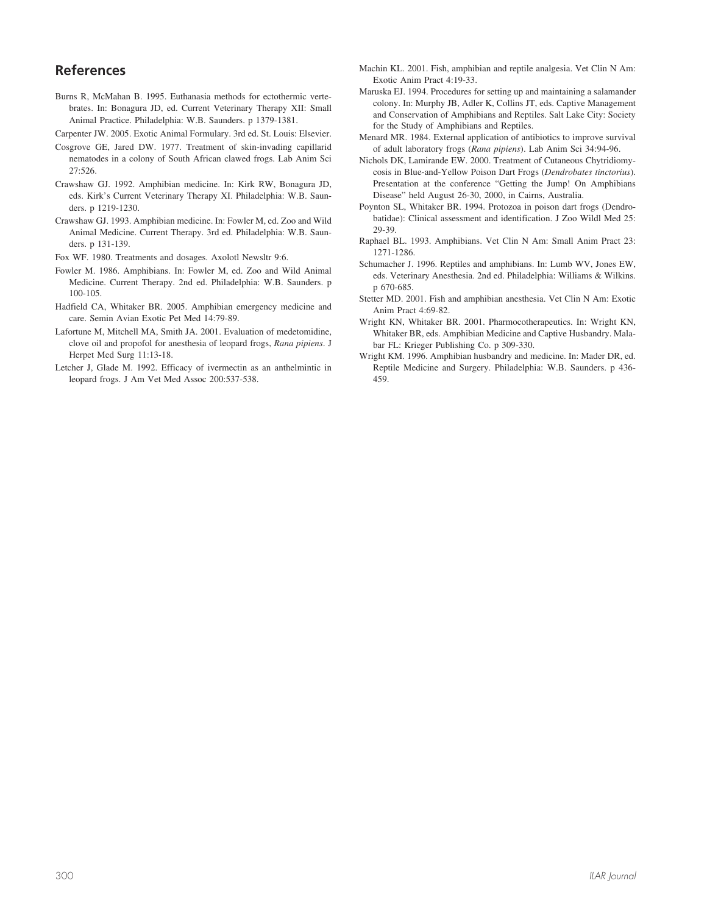## References

Burns R, McMahan B. 1995. Euthanasia methods for ectothermic vertebrates. In: Bonagura JD, ed. Current Veterinary Therapy XII: Small Animal Practice. Philadelphia: W.B. Saunders. p 1379-1381.

Carpenter JW. 2005. Exotic Animal Formulary. 3rd ed. St. Louis: Elsevier.

Cosgrove GE, Jared DW. 1977. Treatment of skin-invading capillarid nematodes in a colony of South African clawed frogs. Lab Anim Sci 27:526.

Crawshaw GJ. 1992. Amphibian medicine. In: Kirk RW, Bonagura JD, eds. Kirk's Current Veterinary Therapy XI. Philadelphia: W.B. Saunders. p 1219-1230.

Crawshaw GJ. 1993. Amphibian medicine. In: Fowler M, ed. Zoo and Wild Animal Medicine. Current Therapy. 3rd ed. Philadelphia: W.B. Saunders. p 131-139.

Fox WF. 1980. Treatments and dosages. Axolotl Newsltr 9:6.

Fowler M. 1986. Amphibians. In: Fowler M, ed. Zoo and Wild Animal Medicine. Current Therapy. 2nd ed. Philadelphia: W.B. Saunders. p 100-105.

Hadfield CA, Whitaker BR. 2005. Amphibian emergency medicine and care. Semin Avian Exotic Pet Med 14:79-89.

Lafortune M, Mitchell MA, Smith JA. 2001. Evaluation of medetomidine, clove oil and propofol for anesthesia of leopard frogs, *Rana pipiens*. J Herpet Med Surg 11:13-18.

Letcher J, Glade M. 1992. Efficacy of ivermectin as an anthelmintic in leopard frogs. J Am Vet Med Assoc 200:537-538.

Machin KL. 2001. Fish, amphibian and reptile analgesia. Vet Clin N Am: Exotic Anim Pract 4:19-33.

Maruska EJ. 1994. Procedures for setting up and maintaining a salamander colony. In: Murphy JB, Adler K, Collins JT, eds. Captive Management and Conservation of Amphibians and Reptiles. Salt Lake City: Society for the Study of Amphibians and Reptiles.

Menard MR. 1984. External application of antibiotics to improve survival of adult laboratory frogs (*Rana pipiens*). Lab Anim Sci 34:94-96.

Nichols DK, Lamirande EW. 2000. Treatment of Cutaneous Chytridiomycosis in Blue-and-Yellow Poison Dart Frogs (*Dendrobates tinctorius*). Presentation at the conference "Getting the Jump! On Amphibians Disease" held August 26-30, 2000, in Cairns, Australia.

Poynton SL, Whitaker BR. 1994. Protozoa in poison dart frogs (Dendrobatidae): Clinical assessment and identification. J Zoo Wildl Med 25: 29-39.

Raphael BL. 1993. Amphibians. Vet Clin N Am: Small Anim Pract 23: 1271-1286.

Schumacher J. 1996. Reptiles and amphibians. In: Lumb WV, Jones EW, eds. Veterinary Anesthesia. 2nd ed. Philadelphia: Williams & Wilkins. p 670-685.

Stetter MD. 2001. Fish and amphibian anesthesia. Vet Clin N Am: Exotic Anim Pract 4:69-82.

Wright KN, Whitaker BR. 2001. Pharmocotherapeutics. In: Wright KN, Whitaker BR, eds. Amphibian Medicine and Captive Husbandry. Malabar FL: Krieger Publishing Co. p 309-330.

Wright KM. 1996. Amphibian husbandry and medicine. In: Mader DR, ed. Reptile Medicine and Surgery. Philadelphia: W.B. Saunders. p 436-459.